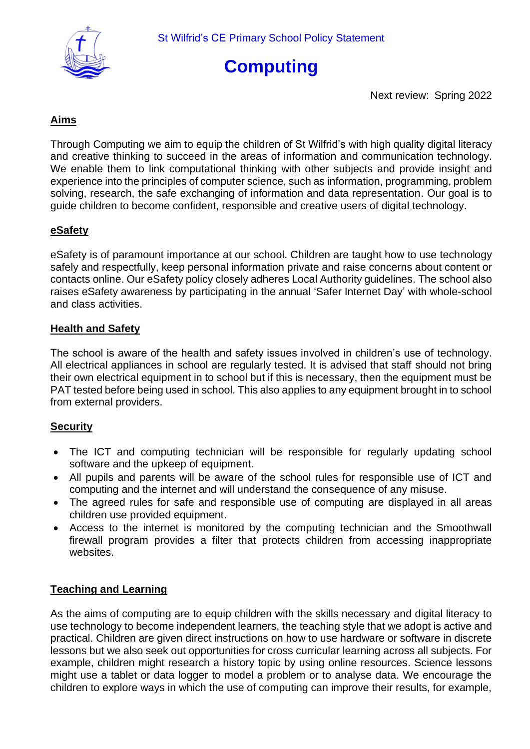St Wilfrid's CE Primary School Policy Statement

# Computing

Next review: Spring 2022

## Aims

Through Computing we aim to equip the children of St Wilfrid's with high quality digital literacy and creative thinking to succeed in the areas of information and communication technology. We enable them to link computational thinking with other subjects and provide insight and experience into the principles of computer science, such as information, programming, problem solving, research, the safe exchanging of information and data representation. Our goal is to guide children to become confident, responsible and creative users of digital technology.

## eSafety

eSafety is of paramount importance at our school. Children are taught how to use technology safely and respectfully, keep personal information private and raise concerns about content or contacts online. Our eSafety policy closely adheres Local Authority guidelines. The school also raises eSafety awareness by participating in the annual 'Safer Internet Day' with whole-school and class activities.

## Health and Safety

The school is aware of the health and safety issues involved in children's use of technology. All electrical appliances in school are regularly tested. It is advised that staff should not bring their own electrical equipment in to school but if this is necessary, then the equipment must be PAT tested before being used in school. This also applies to any equipment brought in to school from external providers.

## Security

- The ICT and computing technician will be responsible for regularly updating school software and the upkeep of equipment.
- All pupils and parents will be aware of the school rules for responsible use of ICT and computing and the internet and will understand the consequence of any misuse.
- The agreed rules for safe and responsible use of computing are displayed in all areas children use provided equipment.
- Access to the internet is monitored by the computing technician and the Smoothwall firewall program provides a filter that protects children from accessing inappropriate websites.

## Teaching and Learning

As the aims of computing are to equip children with the skills necessary and digital literacy to use technology to become independent learners, the teaching style that we adopt is active and practical. Children are given direct instructions on how to use hardware or software in discrete lessons but we also seek out opportunities for cross curricular learning across all subjects. For example, children might research a history topic by using online resources. Science lessons might use a tablet or data logger to model a problem or to analyse data. We encourage the children to explore ways in which the use of computing can improve their results, for example,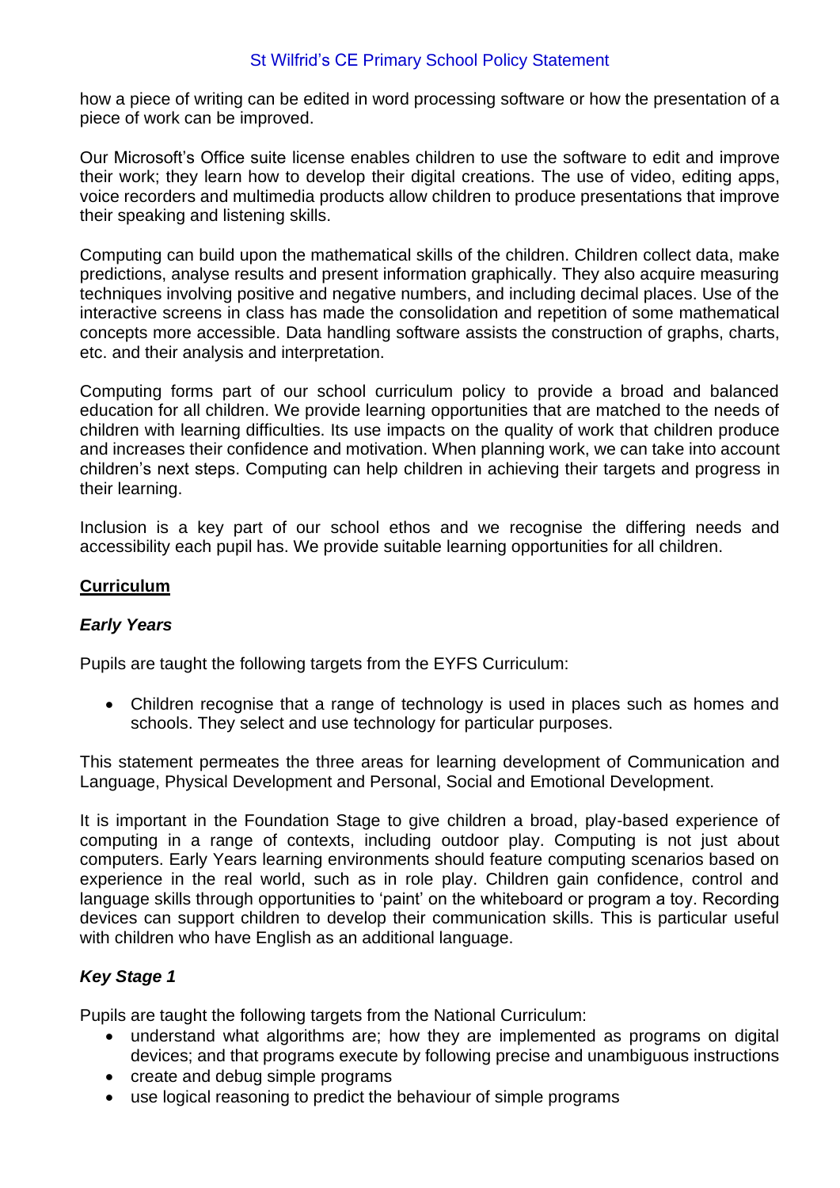how a piece of writing can be edited in word processing software or how the presentation of a piece of work can be improved.

Our Microsoft's Office suite license enables children to use the software to edit and improve their work; they learn how to develop their digital creations. The use of video, editing apps, voice recorders and multimedia products allow children to produce presentations that improve their speaking and listening skills.

Computing can build upon the mathematical skills of the children. Children collect data, make predictions, analyse results and present information graphically. They also acquire measuring techniques involving positive and negative numbers, and including decimal places. Use of the interactive screens in class has made the consolidation and repetition of some mathematical concepts more accessible. Data handling software assists the construction of graphs, charts, etc. and their analysis and interpretation.

Computing forms part of our school curriculum policy to provide a broad and balanced education for all children. We provide learning opportunities that are matched to the needs of children with learning difficulties. Its use impacts on the quality of work that children produce and increases their confidence and motivation. When planning work, we can take into account children's next steps. Computing can help children in achieving their targets and progress in their learning.

Inclusion is a key part of our school ethos and we recognise the differing needs and accessibility each pupil has. We provide suitable learning opportunities for all children.

## Curriculum

### *Early Years*

Pupils are taught the following targets from the EYFS Curriculum:

- Children recognise that a range of technology is used in places such as homes and schools. They select and use technology for particular purposes.

This statement permeates the three areas for learning development of Communication and Language, Physical Development and Personal, Social and Emotional Development.

It is important in the Foundation Stage to give children a broad, play-based experience of computing in a range of contexts, including outdoor play. Computing is not just about computers. Early Years learning environments should feature computing scenarios based on experience in the real world, such as in role play. Children gain confidence, control and language skills through opportunities to 'paint' on the whiteboard or program a toy. Recording devices can support children to develop their communication skills. This is particular useful with children who have English as an additional language.

### *Key Stage 1*

Pupils are taught the following targets from the National Curriculum:

- understand what algorithms are; how they are implemented as programs on digital devices; and that programs execute by following precise and unambiguous instructions
- create and debug simple programs
- use logical reasoning to predict the behaviour of simple programs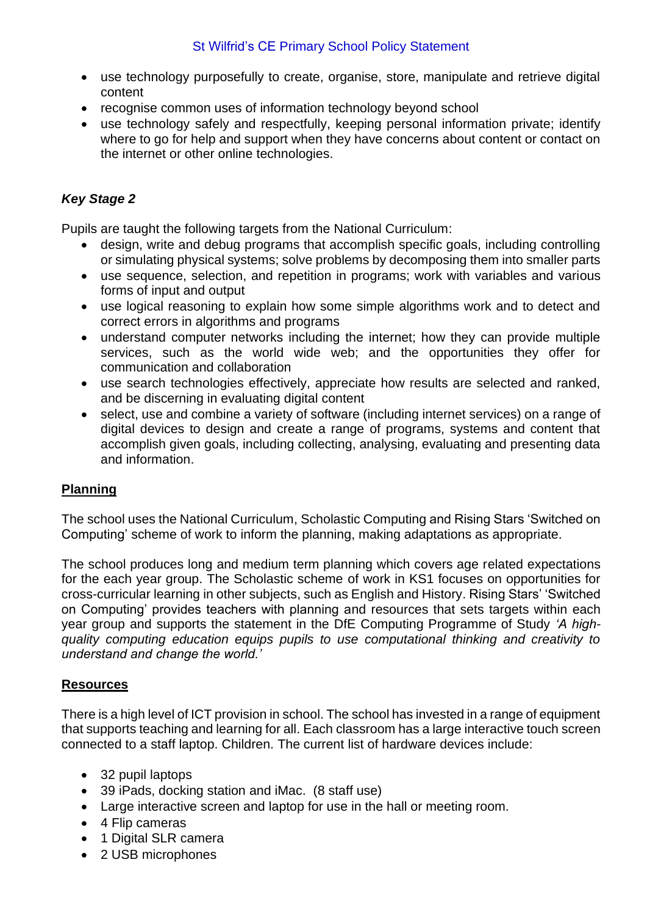- use technology purposefully to create, organise, store, manipulate and retrieve digital content
- recognise common uses of information technology beyond school
- use technology safely and respectfully, keeping personal information private; identify where to go for help and support when they have concerns about content or contact on the internet or other online technologies.

### *Key Stage 2*

Pupils are taught the following targets from the National Curriculum:

- design, write and debug programs that accomplish specific goals, including controlling or simulating physical systems; solve problems by decomposing them into smaller parts
- use sequence, selection, and repetition in programs; work with variables and various forms of input and output
- use logical reasoning to explain how some simple algorithms work and to detect and correct errors in algorithms and programs
- understand computer networks including the internet; how they can provide multiple services, such as the world wide web; and the opportunities they offer for communication and collaboration
- use search technologies effectively, appreciate how results are selected and ranked, and be discerning in evaluating digital content
- select, use and combine a variety of software (including internet services) on a range of digital devices to design and create a range of programs, systems and content that accomplish given goals, including collecting, analysing, evaluating and presenting data and information.

## Planning

The school uses the National Curriculum, Scholastic Computing and Rising Stars 'Switched on Computing' scheme of work to inform the planning, making adaptations as appropriate.

The school produces long and medium term planning which covers age related expectations for the each year group. The Scholastic scheme of work in KS1 focuses on opportunities for cross-curricular learning in other subjects, such as English and History. Rising Stars' 'Switched on Computing' provides teachers with planning and resources that sets targets within each year group and supports the statement in the DfE Computing Programme of Study *'A high-quality computing education equips pupils to use computational thinking and creativity to understand and change the world.'*

## Resources

There is a high level of ICT provision in school. The school has invested in a range of equipment that supports teaching and learning for all. Each classroom has a large interactive touch screen connected to a staff laptop. Children. The current list of hardware devices include:

- 32 pupil laptops
- 39 iPads, docking station and iMac. (8 staff use)
- Large interactive screen and laptop for use in the hall or meeting room.
- 4 Flip cameras
- 1 Digital SLR camera
- 2 USB microphones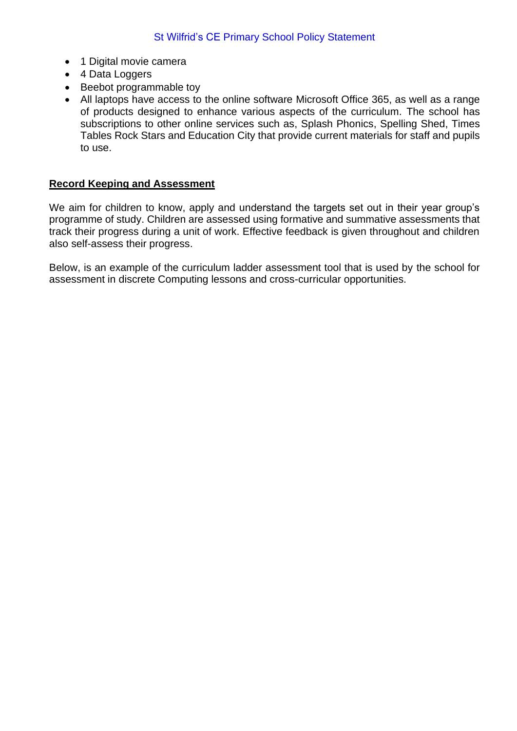- 1 Digital movie camera
- 4 Data Loggers
- Beebot programmable toy
- All laptops have access to the online software Microsoft Office 365, as well as a range of products designed to enhance various aspects of the curriculum. The school has subscriptions to other online services such as, Splash Phonics, Spelling Shed, Times Tables Rock Stars and Education City that provide current materials for staff and pupils to use.

## Record Keeping and Assessment

We aim for children to know, apply and understand the targets set out in their year group's programme of study. Children are assessed using formative and summative assessments that track their progress during a unit of work. Effective feedback is given throughout and children also self-assess their progress.

Below, is an example of the curriculum ladder assessment tool that is used by the school for assessment in discrete Computing lessons and cross-curricular opportunities.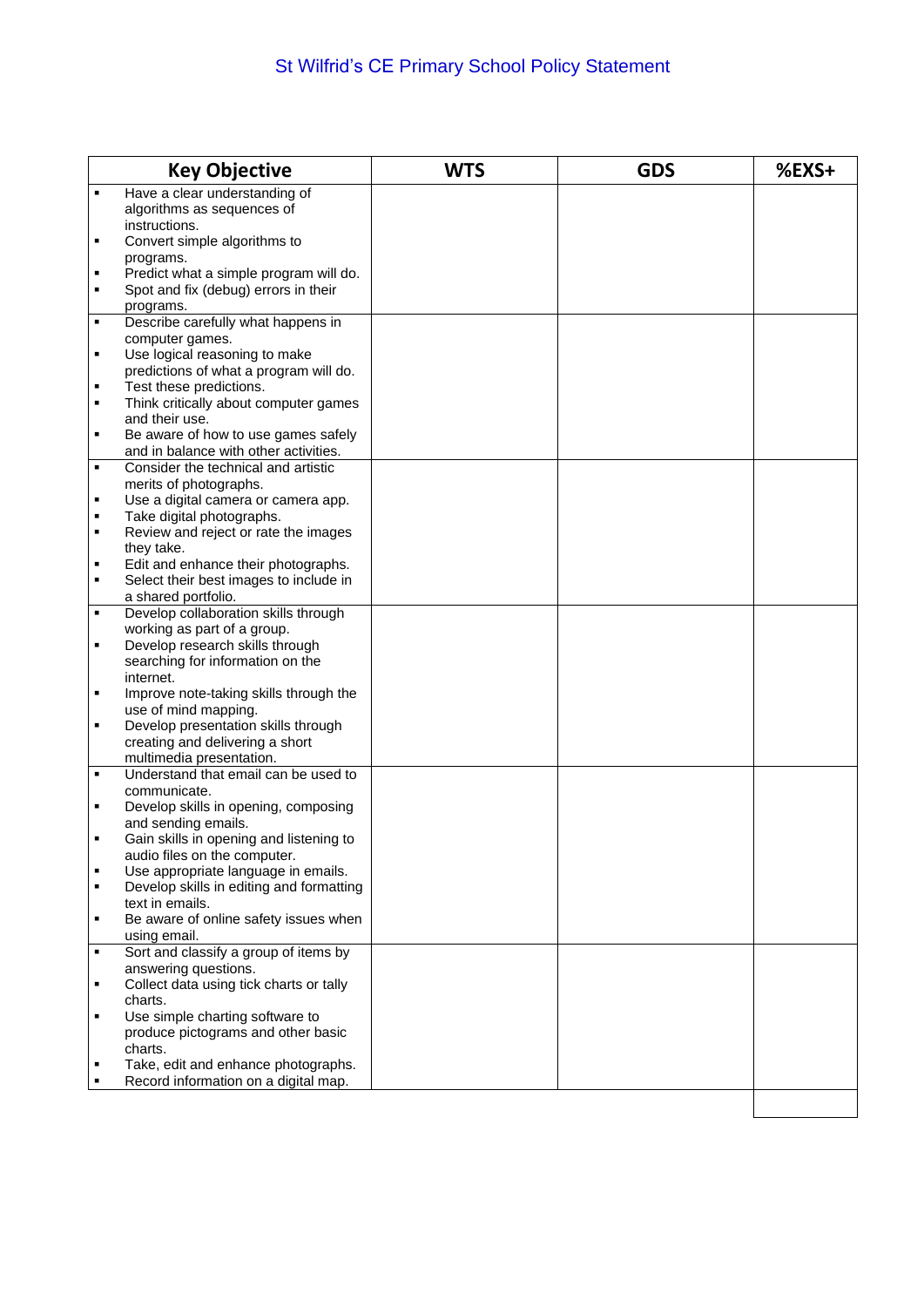St Wilfrid's CE Primary School Policy Statement

| Key Objective | WTS | GDS | %EXS+ |
|---|---|---|---|
| ▪ Have a clear understanding of algorithms as sequences of instructions.<br>▪ Convert simple algorithms to programs.<br>▪ Predict what a simple program will do.<br>▪ Spot and fix (debug) errors in their programs. | | | |
| ▪ Describe carefully what happens in computer games.<br>▪ Use logical reasoning to make predictions of what a program will do.<br>▪ Test these predictions.<br>▪ Think critically about computer games and their use.<br>▪ Be aware of how to use games safely and in balance with other activities. | | | |
| ▪ Consider the technical and artistic merits of photographs.<br>▪ Use a digital camera or camera app.<br>▪ Take digital photographs.<br>▪ Review and reject or rate the images they take.<br>▪ Edit and enhance their photographs.<br>▪ Select their best images to include in a shared portfolio. | | | |
| ▪ Develop collaboration skills through working as part of a group.<br>▪ Develop research skills through searching for information on the internet.<br>▪ Improve note-taking skills through the use of mind mapping.<br>▪ Develop presentation skills through creating and delivering a short multimedia presentation. | | | |
| ▪ Understand that email can be used to communicate.<br>▪ Develop skills in opening, composing and sending emails.<br>▪ Gain skills in opening and listening to audio files on the computer.<br>▪ Use appropriate language in emails.<br>▪ Develop skills in editing and formatting text in emails.<br>▪ Be aware of online safety issues when using email. | | | |
| ▪ Sort and classify a group of items by answering questions.<br>▪ Collect data using tick charts or tally charts.<br>▪ Use simple charting software to produce pictograms and other basic charts.<br>▪ Take, edit and enhance photographs.<br>▪ Record information on a digital map. | | | |
| | | | |